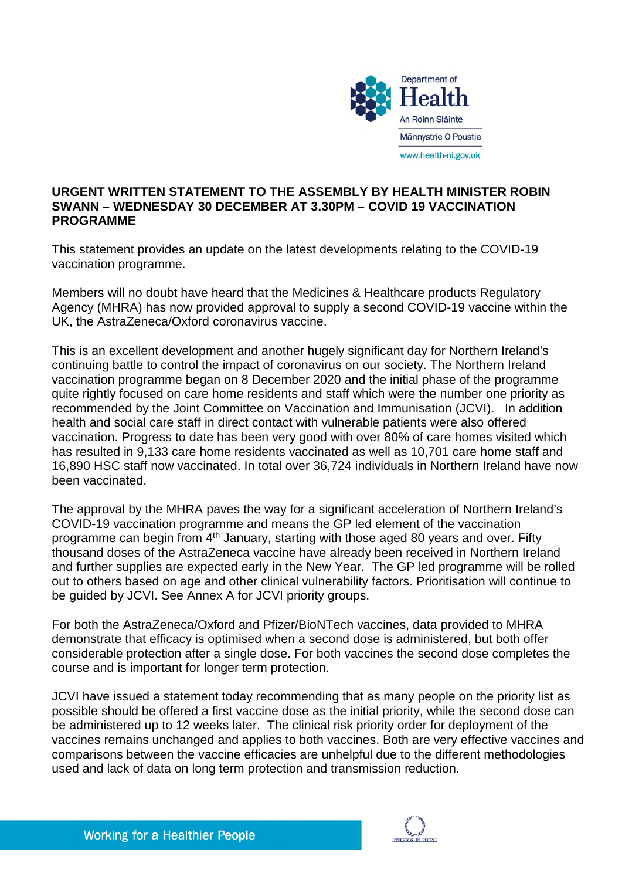**URGENT WRITTEN STATEMENT TO THE ASSEMBLY BY HEALTH MINISTER ROBIN SWANN – WEDNESDAY 30 DECEMBER AT 3.30PM – COVID 19 VACCINATION PROGRAMME**

This statement provides an update on the latest developments relating to the COVID-19 vaccination programme.

Members will no doubt have heard that the Medicines & Healthcare products Regulatory Agency (MHRA) has now provided approval to supply a second COVID-19 vaccine within the UK, the AstraZeneca/Oxford coronavirus vaccine.

This is an excellent development and another hugely significant day for Northern Ireland's continuing battle to control the impact of coronavirus on our society. The Northern Ireland vaccination programme began on 8 December 2020 and the initial phase of the programme quite rightly focused on care home residents and staff which were the number one priority as recommended by the Joint Committee on Vaccination and Immunisation (JCVI). In addition health and social care staff in direct contact with vulnerable patients were also offered vaccination. Progress to date has been very good with over 80% of care homes visited which has resulted in 9,133 care home residents vaccinated as well as 10,701 care home staff and 16,890 HSC staff now vaccinated. In total over 36,724 individuals in Northern Ireland have now been vaccinated.

The approval by the MHRA paves the way for a significant acceleration of Northern Ireland's COVID-19 vaccination programme and means the GP led element of the vaccination programme can begin from 4th January, starting with those aged 80 years and over. Fifty thousand doses of the AstraZeneca vaccine have already been received in Northern Ireland and further supplies are expected early in the New Year. The GP led programme will be rolled out to others based on age and other clinical vulnerability factors. Prioritisation will continue to be guided by JCVI. See Annex A for JCVI priority groups.

For both the AstraZeneca/Oxford and Pfizer/BioNTech vaccines, data provided to MHRA demonstrate that efficacy is optimised when a second dose is administered, but both offer considerable protection after a single dose. For both vaccines the second dose completes the course and is important for longer term protection.

JCVI have issued a statement today recommending that as many people on the priority list as possible should be offered a first vaccine dose as the initial priority, while the second dose can be administered up to 12 weeks later. The clinical risk priority order for deployment of the vaccines remains unchanged and applies to both vaccines. Both are very effective vaccines and comparisons between the vaccine efficacies are unhelpful due to the different methodologies used and lack of data on long term protection and transmission reduction.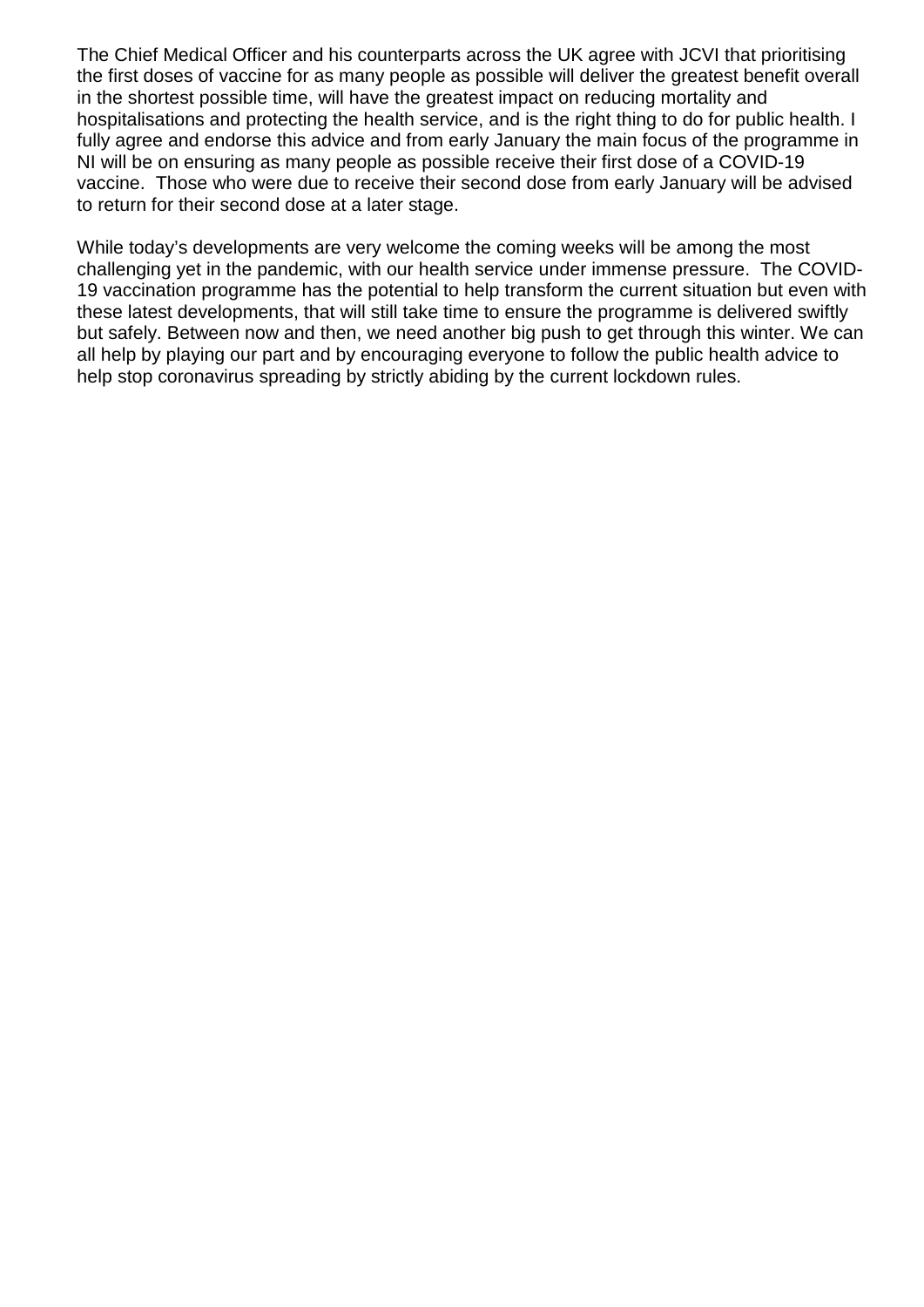The Chief Medical Officer and his counterparts across the UK agree with JCVI that prioritising the first doses of vaccine for as many people as possible will deliver the greatest benefit overall in the shortest possible time, will have the greatest impact on reducing mortality and hospitalisations and protecting the health service, and is the right thing to do for public health. I fully agree and endorse this advice and from early January the main focus of the programme in NI will be on ensuring as many people as possible receive their first dose of a COVID-19 vaccine. Those who were due to receive their second dose from early January will be advised to return for their second dose at a later stage.

While today's developments are very welcome the coming weeks will be among the most challenging yet in the pandemic, with our health service under immense pressure. The COVID-19 vaccination programme has the potential to help transform the current situation but even with these latest developments, that will still take time to ensure the programme is delivered swiftly but safely. Between now and then, we need another big push to get through this winter. We can all help by playing our part and by encouraging everyone to follow the public health advice to help stop coronavirus spreading by strictly abiding by the current lockdown rules.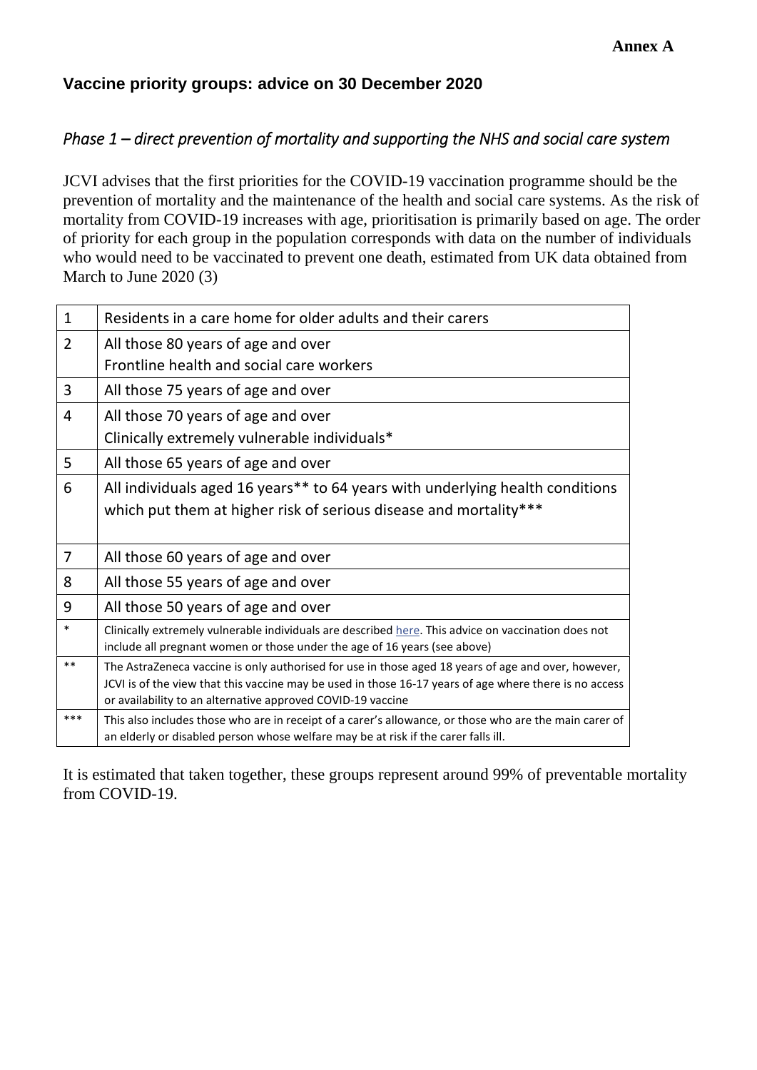**Annex A**

## Vaccine priority groups: advice on 30 December 2020

### *Phase 1 – direct prevention of mortality and supporting the NHS and social care system*

JCVI advises that the first priorities for the COVID-19 vaccination programme should be the prevention of mortality and the maintenance of the health and social care systems. As the risk of mortality from COVID-19 increases with age, prioritisation is primarily based on age. The order of priority for each group in the population corresponds with data on the number of individuals who would need to be vaccinated to prevent one death, estimated from UK data obtained from March to June 2020 (3)

| | |
|---|---|
| 1 | Residents in a care home for older adults and their carers |
| 2 | All those 80 years of age and over<br>Frontline health and social care workers |
| 3 | All those 75 years of age and over |
| 4 | All those 70 years of age and over<br>Clinically extremely vulnerable individuals* |
| 5 | All those 65 years of age and over |
| 6 | All individuals aged 16 years** to 64 years with underlying health conditions which put them at higher risk of serious disease and mortality*** |
| 7 | All those 60 years of age and over |
| 8 | All those 55 years of age and over |
| 9 | All those 50 years of age and over |
| * | Clinically extremely vulnerable individuals are described here. This advice on vaccination does not include all pregnant women or those under the age of 16 years (see above) |
| ** | The AstraZeneca vaccine is only authorised for use in those aged 18 years of age and over, however, JCVI is of the view that this vaccine may be used in those 16-17 years of age where there is no access or availability to an alternative approved COVID-19 vaccine |
| *** | This also includes those who are in receipt of a carer's allowance, or those who are the main carer of an elderly or disabled person whose welfare may be at risk if the carer falls ill. |

It is estimated that taken together, these groups represent around 99% of preventable mortality from COVID-19.